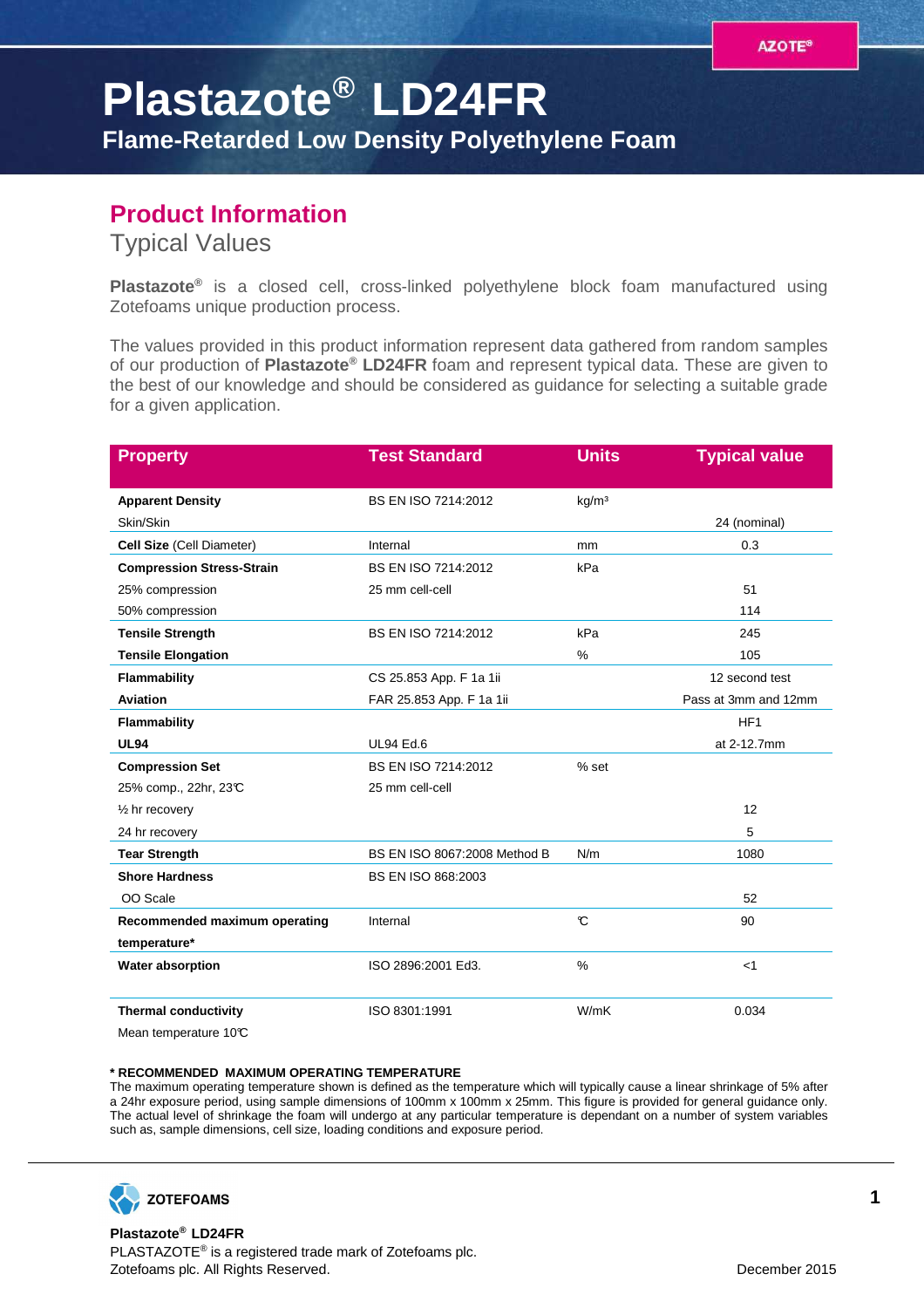AZOTE®

# Plastazote® LD24FR

## Flame-Retarded Low Density Polyethylene Foam

## Product Information

### Typical Values

**Plastazote®** is a closed cell, cross-linked polyethylene block foam manufactured using Zotefoams unique production process.

The values provided in this product information represent data gathered from random samples of our production of **Plastazote® LD24FR** foam and represent typical data. These are given to the best of our knowledge and should be considered as guidance for selecting a suitable grade for a given application.

| Property | Test Standard | Units | Typical value |
|---|---|---|---|
| **Apparent Density** | BS EN ISO 7214:2012 | kg/m³ | |
| Skin/Skin | | | 24 (nominal) |
| **Cell Size** (Cell Diameter) | Internal | mm | 0.3 |
| **Compression Stress-Strain** | BS EN ISO 7214:2012 | kPa | |
| 25% compression | 25 mm cell-cell | | 51 |
| 50% compression | | | 114 |
| **Tensile Strength** | BS EN ISO 7214:2012 | kPa | 245 |
| **Tensile Elongation** | | % | 105 |
| **Flammability** | CS 25.853 App. F 1a 1ii | | 12 second test |
| **Aviation** | FAR 25.853 App. F 1a 1ii | | Pass at 3mm and 12mm |
| **Flammability** | | | HF1 |
| **UL94** | UL94 Ed.6 | | at 2-12.7mm |
| **Compression Set** | BS EN ISO 7214:2012 | % set | |
| 25% comp., 22hr, 23℃ | 25 mm cell-cell | | |
| ½ hr recovery | | | 12 |
| 24 hr recovery | | | 5 |
| **Tear Strength** | BS EN ISO 8067:2008 Method B | N/m | 1080 |
| **Shore Hardness** | BS EN ISO 868:2003 | | |
| OO Scale | | | 52 |
| **Recommended maximum operating temperature*** | Internal | ℃ | 90 |
| **Water absorption** | ISO 2896:2001 Ed3. | % | <1 |
| **Thermal conductivity** | ISO 8301:1991 | W/mK | 0.034 |
| Mean temperature 10℃ | | | |

**\* RECOMMENDED MAXIMUM OPERATING TEMPERATURE**
The maximum operating temperature shown is defined as the temperature which will typically cause a linear shrinkage of 5% after a 24hr exposure period, using sample dimensions of 100mm x 100mm x 25mm. This figure is provided for general guidance only. The actual level of shrinkage the foam will undergo at any particular temperature is dependant on a number of system variables such as, sample dimensions, cell size, loading conditions and exposure period.

ZOTEFOAMS

**Plastazote® LD24FR**
PLASTAZOTE® is a registered trade mark of Zotefoams plc.
Zotefoams plc. All Rights Reserved.

December 2015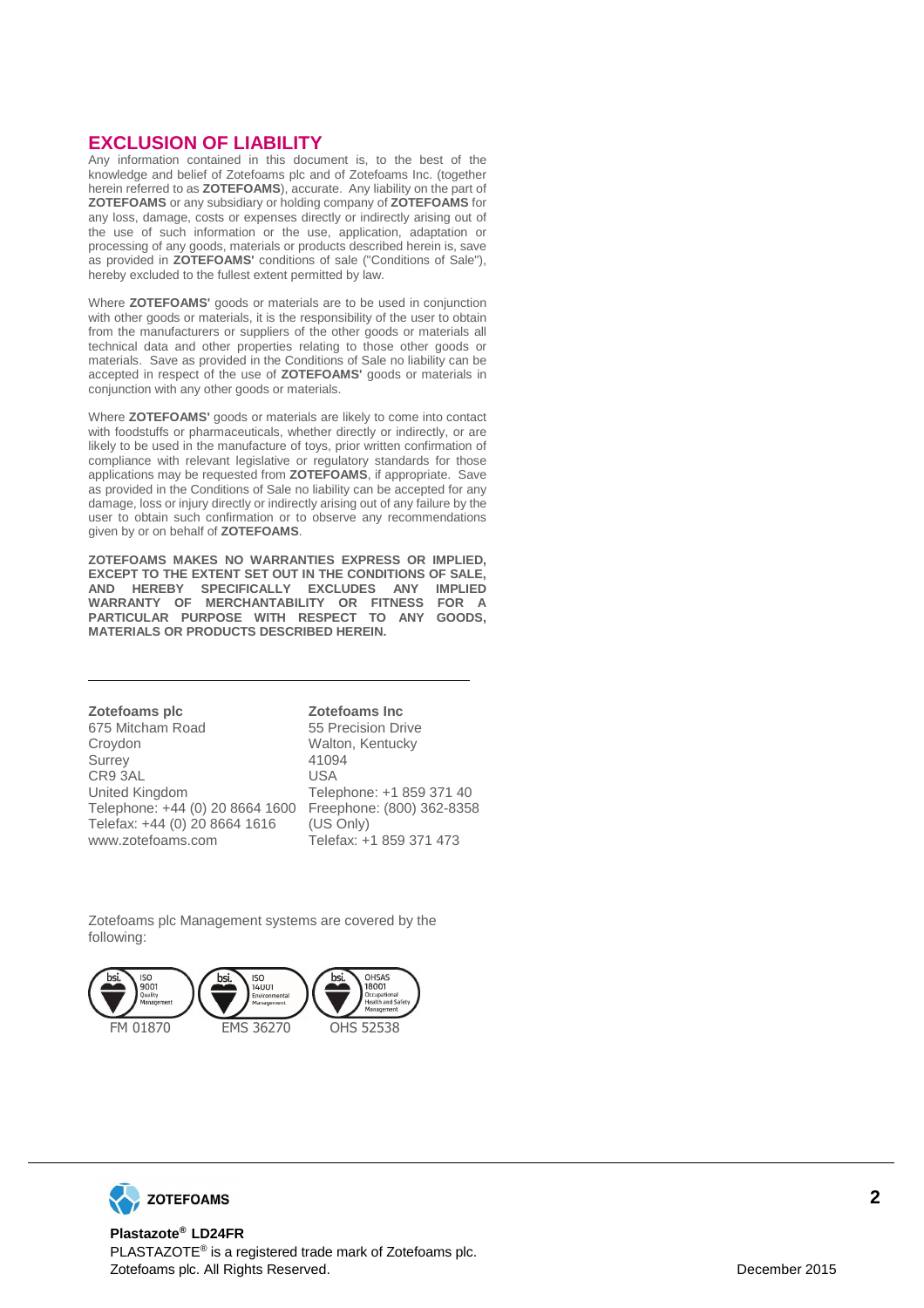## EXCLUSION OF LIABILITY

Any information contained in this document is, to the best of the knowledge and belief of Zotefoams plc and of Zotefoams Inc. (together herein referred to as **ZOTEFOAMS**), accurate. Any liability on the part of **ZOTEFOAMS** or any subsidiary or holding company of **ZOTEFOAMS** for any loss, damage, costs or expenses directly or indirectly arising out of the use of such information or the use, application, adaptation or processing of any goods, materials or products described herein is, save as provided in **ZOTEFOAMS'** conditions of sale ("Conditions of Sale"), hereby excluded to the fullest extent permitted by law.

Where **ZOTEFOAMS'** goods or materials are to be used in conjunction with other goods or materials, it is the responsibility of the user to obtain from the manufacturers or suppliers of the other goods or materials all technical data and other properties relating to those other goods or materials. Save as provided in the Conditions of Sale no liability can be accepted in respect of the use of **ZOTEFOAMS'** goods or materials in conjunction with any other goods or materials.

Where **ZOTEFOAMS'** goods or materials are likely to come into contact with foodstuffs or pharmaceuticals, whether directly or indirectly, or are likely to be used in the manufacture of toys, prior written confirmation of compliance with relevant legislative or regulatory standards for those applications may be requested from **ZOTEFOAMS**, if appropriate. Save as provided in the Conditions of Sale no liability can be accepted for any damage, loss or injury directly or indirectly arising out of any failure by the user to obtain such confirmation or to observe any recommendations given by or on behalf of **ZOTEFOAMS**.

**ZOTEFOAMS MAKES NO WARRANTIES EXPRESS OR IMPLIED, EXCEPT TO THE EXTENT SET OUT IN THE CONDITIONS OF SALE, AND HEREBY SPECIFICALLY EXCLUDES ANY IMPLIED WARRANTY OF MERCHANTABILITY OR FITNESS FOR A PARTICULAR PURPOSE WITH RESPECT TO ANY GOODS, MATERIALS OR PRODUCTS DESCRIBED HEREIN.**

---

**Zotefoams plc**
675 Mitcham Road
Croydon
Surrey
CR9 3AL
United Kingdom
Telephone: +44 (0) 20 8664 1600
Telefax: +44 (0) 20 8664 1616
www.zotefoams.com

**Zotefoams Inc**
55 Precision Drive
Walton, Kentucky
41094
USA
Telephone: +1 859 371 40
Freephone: (800) 362-8358 (US Only)
Telefax: +1 859 371 473

Zotefoams plc Management systems are covered by the following:

bsi. ISO 9001 Quality Management — FM 01870

bsi. ISO 14001 Environmental Management — EMS 36270

bsi. OHSAS 18001 Occupational Health and Safety Management — OHS 52538

ZOTEFOAMS

**Plastazote® LD24FR**
PLASTAZOTE® is a registered trade mark of Zotefoams plc.
Zotefoams plc. All Rights Reserved.

December 2015